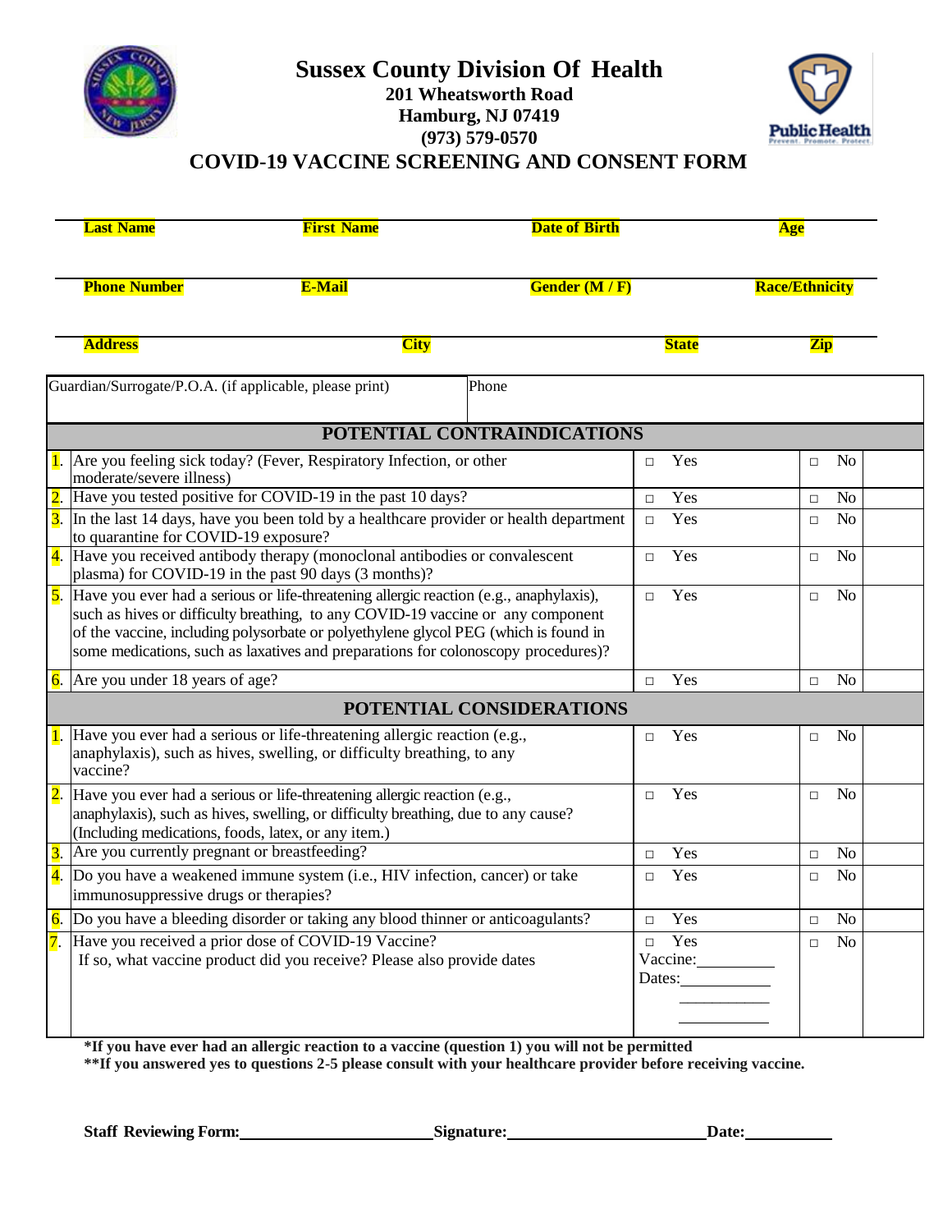# Sussex County Division Of Health

**201 Wheatsworth Road**
**Hamburg, NJ 07419**
**(973) 579-0570**

## COVID-19 VACCINE SCREENING AND CONSENT FORM

| **Last Name** | **First Name** | **Date of Birth** | **Age** |
|---|---|---|---|
| **Phone Number** | **E-Mail** | **Gender (M / F)** | **Race/Ethnicity** |
| **Address** | **City** | **State** | **Zip** |

| Guardian/Surrogate/P.O.A. (if applicable, please print) | Phone |
|---|---|

| | **POTENTIAL CONTRAINDICATIONS** | | | |
|---|---|---|---|---|
| 1. | Are you feeling sick today? (Fever, Respiratory Infection, or other moderate/severe illness) | □ Yes | □ No | |
| 2. | Have you tested positive for COVID-19 in the past 10 days? | □ Yes | □ No | |
| 3. | In the last 14 days, have you been told by a healthcare provider or health department to quarantine for COVID-19 exposure? | □ Yes | □ No | |
| 4. | Have you received antibody therapy (monoclonal antibodies or convalescent plasma) for COVID-19 in the past 90 days (3 months)? | □ Yes | □ No | |
| 5. | Have you ever had a serious or life-threatening allergic reaction (e.g., anaphylaxis), such as hives or difficulty breathing, to any COVID-19 vaccine or any component of the vaccine, including polysorbate or polyethylene glycol PEG (which is found in some medications, such as laxatives and preparations for colonoscopy procedures)? | □ Yes | □ No | |
| 6. | Are you under 18 years of age? | □ Yes | □ No | |
| | **POTENTIAL CONSIDERATIONS** | | | |
| 1. | Have you ever had a serious or life-threatening allergic reaction (e.g., anaphylaxis), such as hives, swelling, or difficulty breathing, to any vaccine? | □ Yes | □ No | |
| 2. | Have you ever had a serious or life-threatening allergic reaction (e.g., anaphylaxis), such as hives, swelling, or difficulty breathing, due to any cause? (Including medications, foods, latex, or any item.) | □ Yes | □ No | |
| 3. | Are you currently pregnant or breastfeeding? | □ Yes | □ No | |
| 4. | Do you have a weakened immune system (i.e., HIV infection, cancer) or take immunosuppressive drugs or therapies? | □ Yes | □ No | |
| 6. | Do you have a bleeding disorder or taking any blood thinner or anticoagulants? | □ Yes | □ No | |
| 7. | Have you received a prior dose of COVID-19 Vaccine? If so, what vaccine product did you receive? Please also provide dates | □ Yes Vaccine:\_\_\_\_\_\_\_\_\_\_ Dates:\_\_\_\_\_\_\_\_\_\_ \_\_\_\_\_\_\_\_\_\_ \_\_\_\_\_\_\_\_\_\_ | □ No | |

**\*If you have ever had an allergic reaction to a vaccine (question 1) you will not be permitted**
**\*\*If you answered yes to questions 2-5 please consult with your healthcare provider before receiving vaccine.**

**Staff Reviewing Form:**\_\_\_\_\_\_\_\_\_\_\_\_\_\_\_\_\_\_\_\_\_\_\_\_ **Signature:**\_\_\_\_\_\_\_\_\_\_\_\_\_\_\_\_\_\_\_\_\_\_\_\_ **Date:**\_\_\_\_\_\_\_\_\_\_\_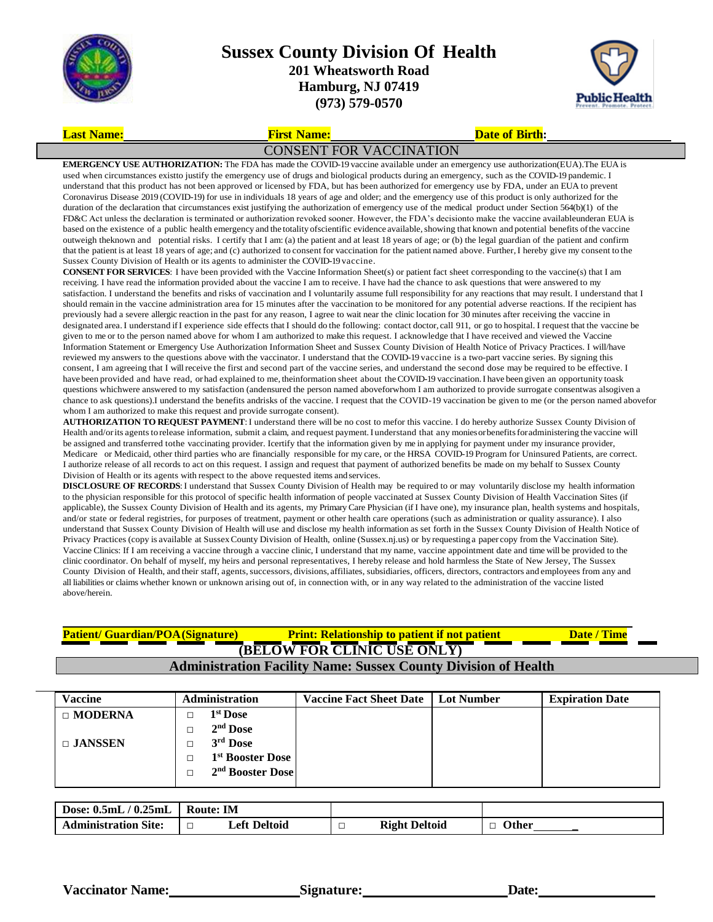# Sussex County Division Of Health

**201 Wheatsworth Road**
**Hamburg, NJ 07419**
**(973) 579-0570**

**Last Name:** ____________________ **First Name:** ____________________ **Date of Birth:** ____________________

## CONSENT FOR VACCINATION

**EMERGENCY USE AUTHORIZATION:** The FDA has made the COVID-19 vaccine available under an emergency use authorization(EUA).The EUA is used when circumstances existto justify the emergency use of drugs and biological products during an emergency, such as the COVID-19 pandemic. I understand that this product has not been approved or licensed by FDA, but has been authorized for emergency use by FDA, under an EUA to prevent Coronavirus Disease 2019 (COVID-19) for use in individuals 18 years of age and older; and the emergency use of this product is only authorized for the duration of the declaration that circumstances exist justifying the authorization of emergency use of the medical product under Section 564(b)(1) of the FD&C Act unless the declaration is terminated or authorization revoked sooner. However, the FDA's decisionto make the vaccine availableunderan EUA is based on the existence of a public health emergency and the totality ofscientific evidence available, showing that known and potential benefits of the vaccine outweigh theknown and potential risks. I certify that I am: (a) the patient and at least 18 years of age; or (b) the legal guardian of the patient and confirm that the patient is at least 18 years of age; and (c) authorized to consent for vaccination for the patient named above. Further, I hereby give my consent to the Sussex County Division of Health or its agents to administer the COVID-19 vaccine.

**CONSENT FOR SERVICES**: I have been provided with the Vaccine Information Sheet(s) or patient fact sheet corresponding to the vaccine(s) that I am receiving. I have read the information provided about the vaccine I am to receive. I have had the chance to ask questions that were answered to my satisfaction. I understand the benefits and risks of vaccination and I voluntarily assume full responsibility for any reactions that may result. I understand that I should remain in the vaccine administration area for 15 minutes after the vaccination to be monitored for any potential adverse reactions. If the recipient has previously had a severe allergic reaction in the past for any reason, I agree to wait near the clinic location for 30 minutes after receiving the vaccine in designated area. I understand if I experience side effects that I should do the following: contact doctor, call 911, or go to hospital. I request that the vaccine be given to me or to the person named above for whom I am authorized to make this request. I acknowledge that I have received and viewed the Vaccine Information Statement or Emergency Use Authorization Information Sheet and Sussex County Division of Health Notice of Privacy Practices. I will/have reviewed my answers to the questions above with the vaccinator. I understand that the COVID-19 vaccine is a two-part vaccine series. By signing this consent, I am agreeing that I will receive the first and second part of the vaccine series, and understand the second dose may be required to be effective. I have been provided and have read, or had explained to me, theinformation sheet about the COVID-19 vaccination. I have been given an opportunity toask questions whichwere answered to my satisfaction (andensured the person named aboveforwhom I am authorized to provide surrogate consentwas alsogiven a chance to ask questions).I understand the benefits andrisks of the vaccine. I request that the COVID-19 vaccination be given to me (or the person named abovefor whom I am authorized to make this request and provide surrogate consent).

**AUTHORIZATION TO REQUEST PAYMENT**: I understand there will be no cost to mefor this vaccine. I do hereby authorize Sussex County Division of Health and/or its agents to release information, submit a claim, and request payment. I understand that any monies or benefits for administering the vaccine will be assigned and transferred tothe vaccinating provider. Icertify that the information given by me in applying for payment under my insurance provider, Medicare or Medicaid, other third parties who are financially responsible for my care, or the HRSA COVID-19 Program for Uninsured Patients, are correct. I authorize release of all records to act on this request. I assign and request that payment of authorized benefits be made on my behalf to Sussex County Division of Health or its agents with respect to the above requested items andservices.

**DISCLOSURE OF RECORDS**: I understand that Sussex County Division of Health may be required to or may voluntarily disclose my health information to the physician responsible for this protocol of specific health information of people vaccinated at Sussex County Division of Health Vaccination Sites (if applicable), the Sussex County Division of Health and its agents, my Primary Care Physician (if I have one), my insurance plan, health systems and hospitals, and/or state or federal registries, for purposes of treatment, payment or other health care operations (such as administration or quality assurance). I also understand that Sussex County Division of Health will use and disclose my health information as set forth in the Sussex County Division of Health Notice of Privacy Practices (copy is available at Sussex County Division of Health, online (Sussex.nj.us) or by requesting a paper copy from the Vaccination Site). Vaccine Clinics: If I am receiving a vaccine through a vaccine clinic, I understand that my name, vaccine appointment date and time will be provided to the clinic coordinator. On behalf of myself, my heirs and personal representatives, I hereby release and hold harmless the State of New Jersey, The Sussex County Division of Health, and their staff, agents, successors, divisions, affiliates, subsidiaries, officers, directors, contractors and employees from any and all liabilities or claims whether known or unknown arising out of, in connection with, or in any way related to the administration of the vaccine listed above/herein.

**Patient/ Guardian/POA(Signature)** **Print: Relationship to patient if not patient** **Date / Time**

### (BELOW FOR CLINIC USE ONLY)

### Administration Facility Name: Sussex County Division of Health

| Vaccine | Administration | Vaccine Fact Sheet Date | Lot Number | Expiration Date |
|---|---|---|---|---|
| □ MODERNA<br>□ JANSSEN | □ 1st Dose<br>□ 2nd Dose<br>□ 3rd Dose<br>□ 1st Booster Dose<br>□ 2nd Booster Dose | | | |

| | | | |
|---|---|---|---|
| **Dose: 0.5mL / 0.25mL** | **Route: IM** | | |
| **Administration Site:** | □ **Left Deltoid** | □ **Right Deltoid** | □ **Other** _______ |

**Vaccinator Name:** ____________________ **Signature:** ____________________ **Date:** ____________________